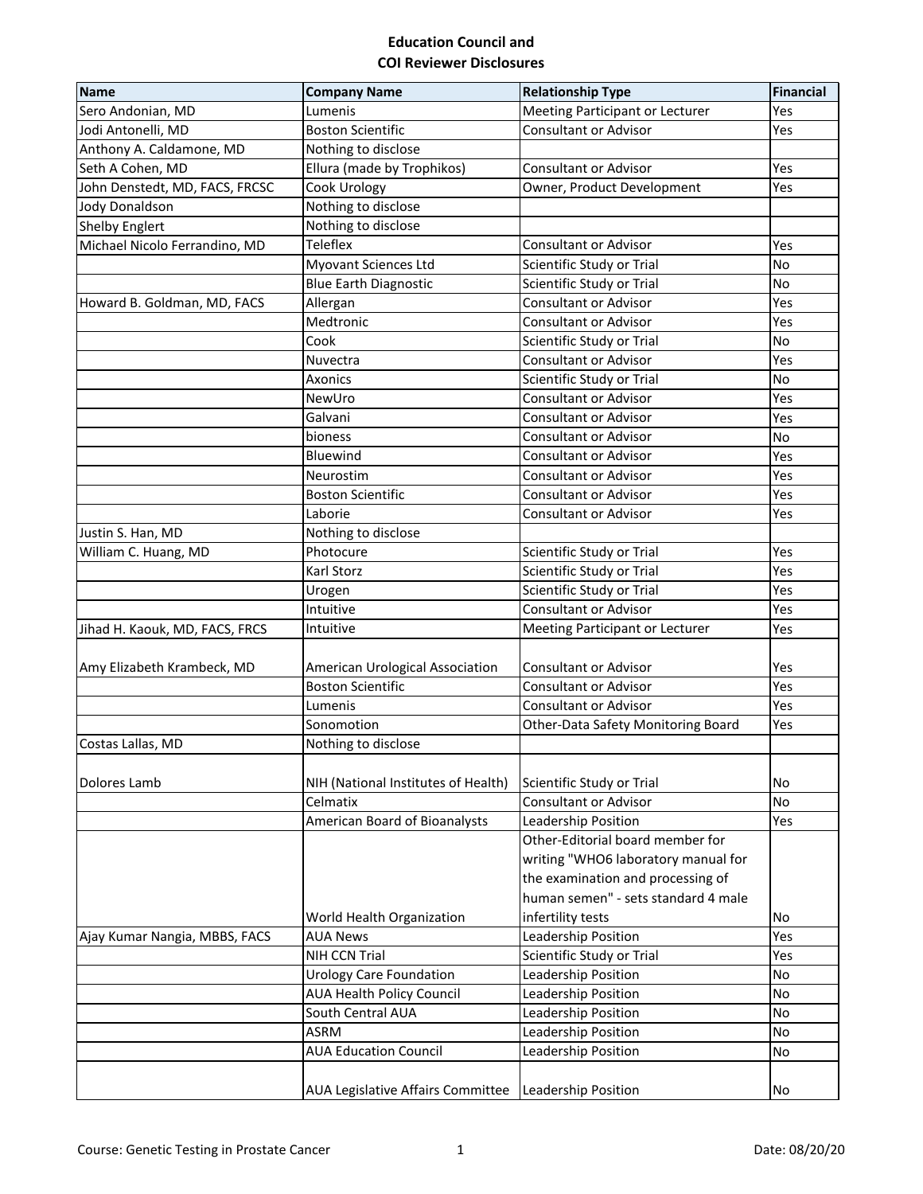**Education Council and**
**COI Reviewer Disclosures**

| Name | Company Name | Relationship Type | Financial |
|---|---|---|---|
| Sero Andonian, MD | Lumenis | Meeting Participant or Lecturer | Yes |
| Jodi Antonelli, MD | Boston Scientific | Consultant or Advisor | Yes |
| Anthony A. Caldamone, MD | Nothing to disclose | | |
| Seth A Cohen, MD | Ellura (made by Trophikos) | Consultant or Advisor | Yes |
| John Denstedt, MD, FACS, FRCSC | Cook Urology | Owner, Product Development | Yes |
| Jody Donaldson | Nothing to disclose | | |
| Shelby Englert | Nothing to disclose | | |
| Michael Nicolo Ferrandino, MD | Teleflex | Consultant or Advisor | Yes |
| | Myovant Sciences Ltd | Scientific Study or Trial | No |
| | Blue Earth Diagnostic | Scientific Study or Trial | No |
| Howard B. Goldman, MD, FACS | Allergan | Consultant or Advisor | Yes |
| | Medtronic | Consultant or Advisor | Yes |
| | Cook | Scientific Study or Trial | No |
| | Nuvectra | Consultant or Advisor | Yes |
| | Axonics | Scientific Study or Trial | No |
| | NewUro | Consultant or Advisor | Yes |
| | Galvani | Consultant or Advisor | Yes |
| | bioness | Consultant or Advisor | No |
| | Bluewind | Consultant or Advisor | Yes |
| | Neurostim | Consultant or Advisor | Yes |
| | Boston Scientific | Consultant or Advisor | Yes |
| | Laborie | Consultant or Advisor | Yes |
| Justin S. Han, MD | Nothing to disclose | | |
| William C. Huang, MD | Photocure | Scientific Study or Trial | Yes |
| | Karl Storz | Scientific Study or Trial | Yes |
| | Urogen | Scientific Study or Trial | Yes |
| | Intuitive | Consultant or Advisor | Yes |
| Jihad H. Kaouk, MD, FACS, FRCS | Intuitive | Meeting Participant or Lecturer | Yes |
| Amy Elizabeth Krambeck, MD | American Urological Association | Consultant or Advisor | Yes |
| | Boston Scientific | Consultant or Advisor | Yes |
| | Lumenis | Consultant or Advisor | Yes |
| | Sonomotion | Other-Data Safety Monitoring Board | Yes |
| Costas Lallas, MD | Nothing to disclose | | |
| Dolores Lamb | NIH (National Institutes of Health) | Scientific Study or Trial | No |
| | Celmatix | Consultant or Advisor | No |
| | American Board of Bioanalysts | Leadership Position | Yes |
| | World Health Organization | Other-Editorial board member for writing "WHO6 laboratory manual for the examination and processing of human semen" - sets standard 4 male infertility tests | No |
| Ajay Kumar Nangia, MBBS, FACS | AUA News | Leadership Position | Yes |
| | NIH CCN Trial | Scientific Study or Trial | Yes |
| | Urology Care Foundation | Leadership Position | No |
| | AUA Health Policy Council | Leadership Position | No |
| | South Central AUA | Leadership Position | No |
| | ASRM | Leadership Position | No |
| | AUA Education Council | Leadership Position | No |
| | AUA Legislative Affairs Committee | Leadership Position | No |

Course: Genetic Testing in Prostate Cancer

Date: 08/20/20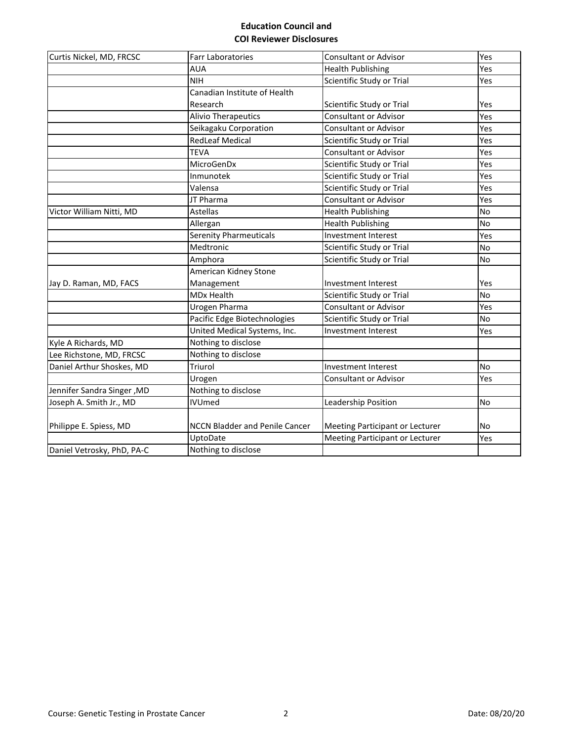**Education Council and**
**COI Reviewer Disclosures**

| | | | |
|---|---|---|---|
| Curtis Nickel, MD, FRCSC | Farr Laboratories | Consultant or Advisor | Yes |
| | AUA | Health Publishing | Yes |
| | NIH | Scientific Study or Trial | Yes |
| | Canadian Institute of Health Research | Scientific Study or Trial | Yes |
| | Alivio Therapeutics | Consultant or Advisor | Yes |
| | Seikagaku Corporation | Consultant or Advisor | Yes |
| | RedLeaf Medical | Scientific Study or Trial | Yes |
| | TEVA | Consultant or Advisor | Yes |
| | MicroGenDx | Scientific Study or Trial | Yes |
| | Inmunotek | Scientific Study or Trial | Yes |
| | Valensa | Scientific Study or Trial | Yes |
| | JT Pharma | Consultant or Advisor | Yes |
| Victor William Nitti, MD | Astellas | Health Publishing | No |
| | Allergan | Health Publishing | No |
| | Serenity Pharmeuticals | Investment Interest | Yes |
| | Medtronic | Scientific Study or Trial | No |
| | Amphora | Scientific Study or Trial | No |
| Jay D. Raman, MD, FACS | American Kidney Stone Management | Investment Interest | Yes |
| | MDx Health | Scientific Study or Trial | No |
| | Urogen Pharma | Consultant or Advisor | Yes |
| | Pacific Edge Biotechnologies | Scientific Study or Trial | No |
| | United Medical Systems, Inc. | Investment Interest | Yes |
| Kyle A Richards, MD | Nothing to disclose | | |
| Lee Richstone, MD, FRCSC | Nothing to disclose | | |
| Daniel Arthur Shoskes, MD | Triurol | Investment Interest | No |
| | Urogen | Consultant or Advisor | Yes |
| Jennifer Sandra Singer ,MD | Nothing to disclose | | |
| Joseph A. Smith Jr., MD | IVUmed | Leadership Position | No |
| Philippe E. Spiess, MD | NCCN Bladder and Penile Cancer | Meeting Participant or Lecturer | No |
| | UptoDate | Meeting Participant or Lecturer | Yes |
| Daniel Vetrosky, PhD, PA-C | Nothing to disclose | | |

Course: Genetic Testing in Prostate Cancer

Date: 08/20/20